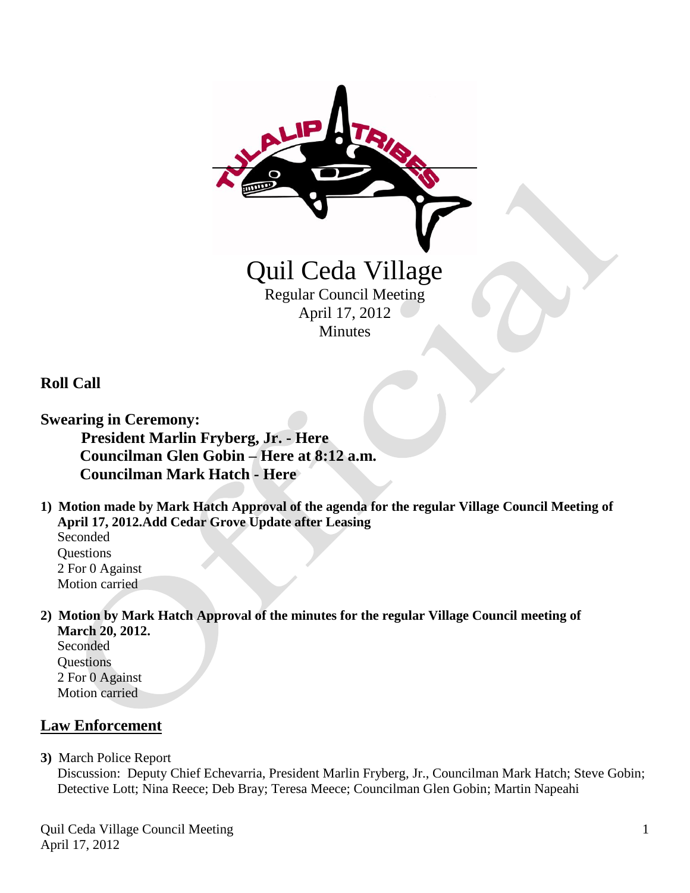# Quil Ceda Village

Regular Council Meeting
April 17, 2012
Minutes

**Roll Call**

**Swearing in Ceremony:**

**President Marlin Fryberg, Jr. - Here**
**Councilman Glen Gobin – Here at 8:12 a.m.**
**Councilman Mark Hatch - Here**

1) **Motion made by Mark Hatch Approval of the agenda for the regular Village Council Meeting of April 17, 2012.Add Cedar Grove Update after Leasing**
   Seconded
   Questions
   2 For 0 Against
   Motion carried

2) **Motion by Mark Hatch Approval of the minutes for the regular Village Council meeting of March 20, 2012.**
   Seconded
   Questions
   2 For 0 Against
   Motion carried

## Law Enforcement

3) March Police Report
   Discussion: Deputy Chief Echevarria, President Marlin Fryberg, Jr., Councilman Mark Hatch; Steve Gobin; Detective Lott; Nina Reece; Deb Bray; Teresa Meece; Councilman Glen Gobin; Martin Napeahi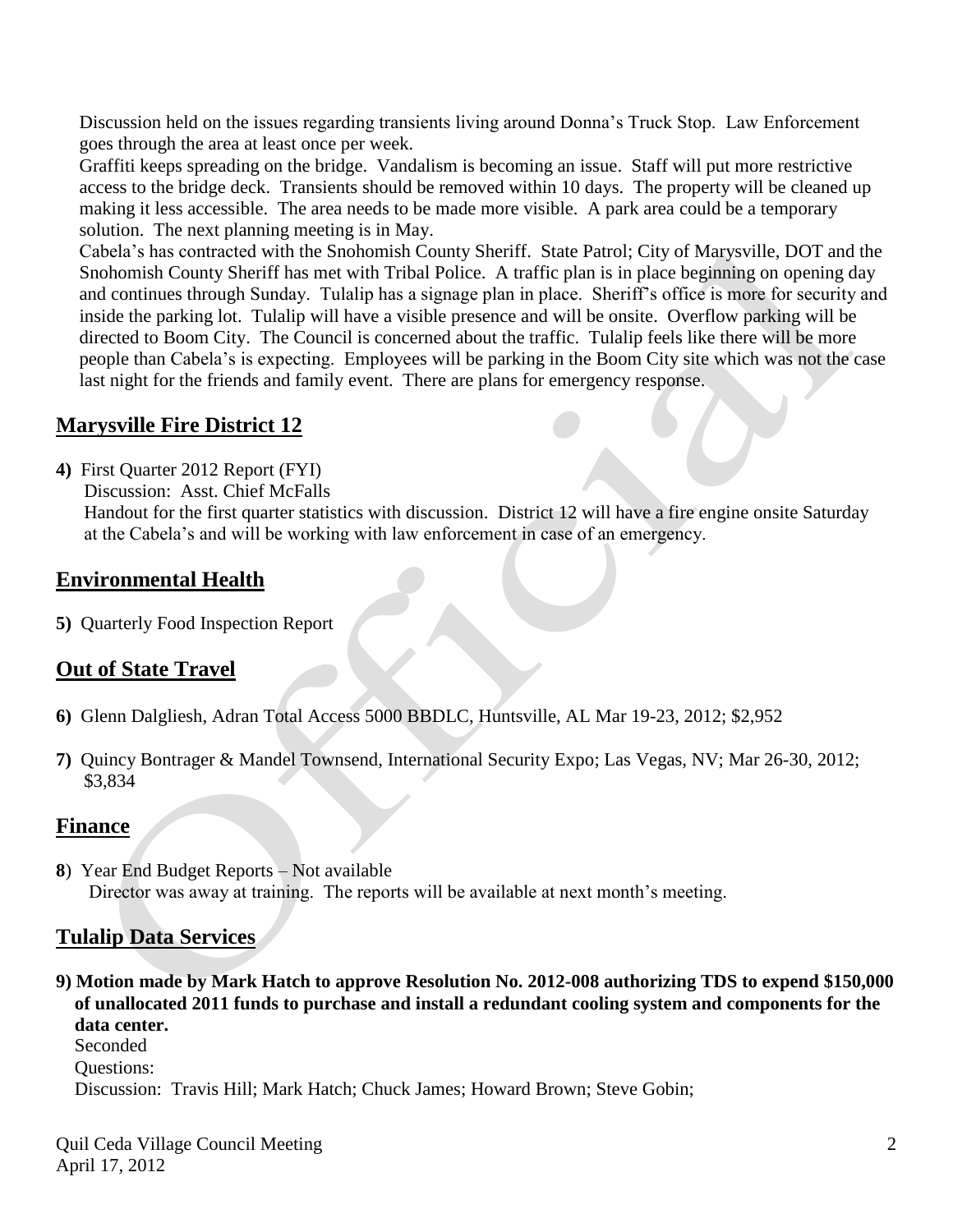Discussion held on the issues regarding transients living around Donna's Truck Stop. Law Enforcement goes through the area at least once per week.

Graffiti keeps spreading on the bridge. Vandalism is becoming an issue. Staff will put more restrictive access to the bridge deck. Transients should be removed within 10 days. The property will be cleaned up making it less accessible. The area needs to be made more visible. A park area could be a temporary solution. The next planning meeting is in May.

Cabela's has contracted with the Snohomish County Sheriff. State Patrol; City of Marysville, DOT and the Snohomish County Sheriff has met with Tribal Police. A traffic plan is in place beginning on opening day and continues through Sunday. Tulalip has a signage plan in place. Sheriff's office is more for security and inside the parking lot. Tulalip will have a visible presence and will be onsite. Overflow parking will be directed to Boom City. The Council is concerned about the traffic. Tulalip feels like there will be more people than Cabela's is expecting. Employees will be parking in the Boom City site which was not the case last night for the friends and family event. There are plans for emergency response.

## Marysville Fire District 12

**4)** First Quarter 2012 Report (FYI)
Discussion: Asst. Chief McFalls
Handout for the first quarter statistics with discussion. District 12 will have a fire engine onsite Saturday at the Cabela's and will be working with law enforcement in case of an emergency.

## Environmental Health

**5)** Quarterly Food Inspection Report

## Out of State Travel

**6)** Glenn Dalgliesh, Adran Total Access 5000 BBDLC, Huntsville, AL Mar 19-23, 2012; $2,952

**7)** Quincy Bontrager & Mandel Townsend, International Security Expo; Las Vegas, NV; Mar 26-30, 2012; $3,834

## Finance

**8**) Year End Budget Reports – Not available
Director was away at training. The reports will be available at next month's meeting.

## Tulalip Data Services

**9) Motion made by Mark Hatch to approve Resolution No. 2012-008 authorizing TDS to expend $150,000 of unallocated 2011 funds to purchase and install a redundant cooling system and components for the data center.**
Seconded
Questions:
Discussion: Travis Hill; Mark Hatch; Chuck James; Howard Brown; Steve Gobin;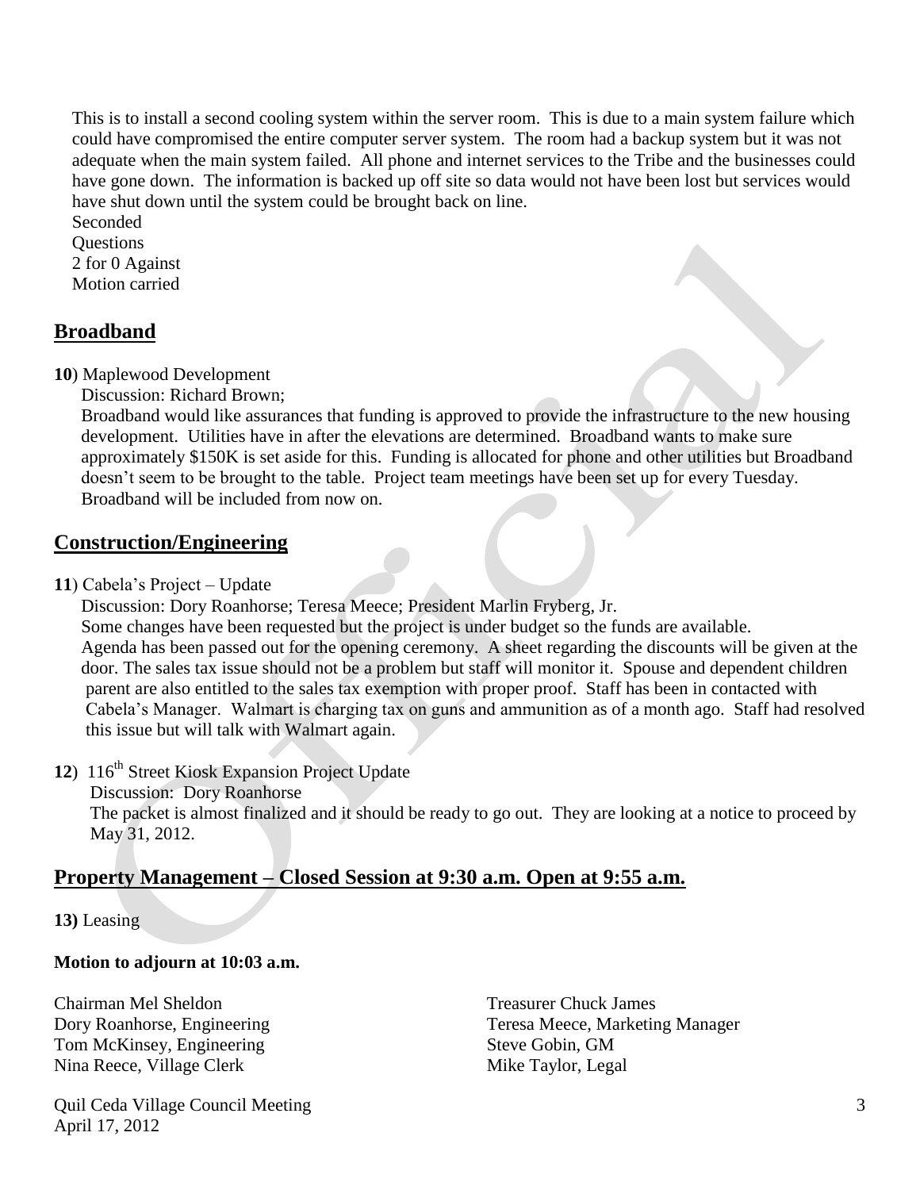This is to install a second cooling system within the server room. This is due to a main system failure which could have compromised the entire computer server system. The room had a backup system but it was not adequate when the main system failed. All phone and internet services to the Tribe and the businesses could have gone down. The information is backed up off site so data would not have been lost but services would have shut down until the system could be brought back on line.
Seconded
Questions
2 for 0 Against
Motion carried

## Broadband

**10**) Maplewood Development

Discussion: Richard Brown;

Broadband would like assurances that funding is approved to provide the infrastructure to the new housing development. Utilities have in after the elevations are determined. Broadband wants to make sure approximately $150K is set aside for this. Funding is allocated for phone and other utilities but Broadband doesn't seem to be brought to the table. Project team meetings have been set up for every Tuesday. Broadband will be included from now on.

## Construction/Engineering

**11**) Cabela's Project – Update

Discussion: Dory Roanhorse; Teresa Meece; President Marlin Fryberg, Jr.

Some changes have been requested but the project is under budget so the funds are available. Agenda has been passed out for the opening ceremony. A sheet regarding the discounts will be given at the door. The sales tax issue should not be a problem but staff will monitor it. Spouse and dependent children parent are also entitled to the sales tax exemption with proper proof. Staff has been in contacted with Cabela's Manager. Walmart is charging tax on guns and ammunition as of a month ago. Staff had resolved this issue but will talk with Walmart again.

**12**) 116th Street Kiosk Expansion Project Update

Discussion: Dory Roanhorse

The packet is almost finalized and it should be ready to go out. They are looking at a notice to proceed by May 31, 2012.

## Property Management – Closed Session at 9:30 a.m. Open at 9:55 a.m.

**13)** Leasing

**Motion to adjourn at 10:03 a.m.**

Chairman Mel Sheldon
Dory Roanhorse, Engineering
Tom McKinsey, Engineering
Nina Reece, Village Clerk
Treasurer Chuck James
Teresa Meece, Marketing Manager
Steve Gobin, GM
Mike Taylor, Legal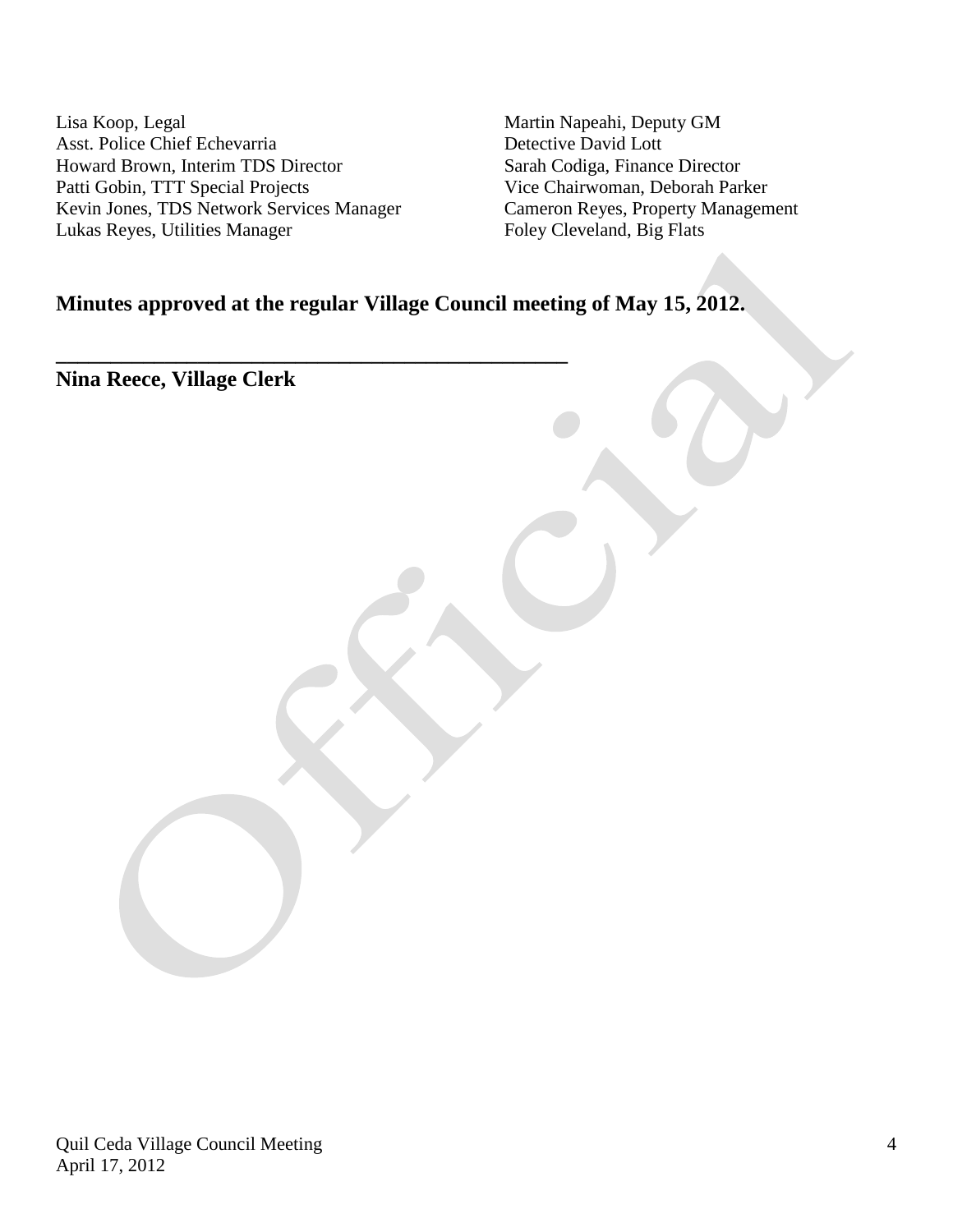Lisa Koop, Legal
Asst. Police Chief Echevarria
Howard Brown, Interim TDS Director
Patti Gobin, TTT Special Projects
Kevin Jones, TDS Network Services Manager
Lukas Reyes, Utilities Manager
Martin Napeahi, Deputy GM
Detective David Lott
Sarah Codiga, Finance Director
Vice Chairwoman, Deborah Parker
Cameron Reyes, Property Management
Foley Cleveland, Big Flats

**Minutes approved at the regular Village Council meeting of May 15, 2012.**

**_______________________________________________**
**Nina Reece, Village Clerk**